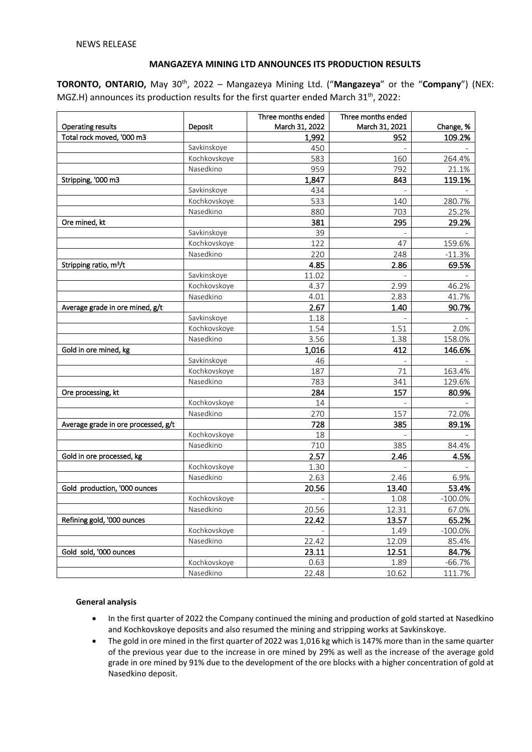NEWS RELEASE

## MANGAZEYA MINING LTD ANNOUNCES ITS PRODUCTION RESULTS

**TORONTO, ONTARIO,** May 30th, 2022 – Mangazeya Mining Ltd. ("**Mangazeya**" or the "**Company**") (NEX: MGZ.H) announces its production results for the first quarter ended March 31th, 2022:

| Operating results | Deposit | Three months ended March 31, 2022 | Three months ended March 31, 2021 | Change, % |
|---|---|---|---|---|
| Total rock moved, '000 m3 | | **1,992** | **952** | **109.2%** |
| | Savkinskoye | 450 | - | - |
| | Kochkovskoye | 583 | 160 | 264.4% |
| | Nasedkino | 959 | 792 | 21.1% |
| Stripping, '000 m3 | | **1,847** | **843** | **119.1%** |
| | Savkinskoye | 434 | - | - |
| | Kochkovskoye | 533 | 140 | 280.7% |
| | Nasedkino | 880 | 703 | 25.2% |
| Ore mined, kt | | **381** | **295** | **29.2%** |
| | Savkinskoye | 39 | - | - |
| | Kochkovskoye | 122 | 47 | 159.6% |
| | Nasedkino | 220 | 248 | -11.3% |
| Stripping ratio, $m^3/t$ | | **4.85** | **2.86** | **69.5%** |
| | Savkinskoye | 11.02 | - | - |
| | Kochkovskoye | 4.37 | 2.99 | 46.2% |
| | Nasedkino | 4.01 | 2.83 | 41.7% |
| Average grade in ore mined, g/t | | **2.67** | **1.40** | **90.7%** |
| | Savkinskoye | 1.18 | - | - |
| | Kochkovskoye | 1.54 | 1.51 | 2.0% |
| | Nasedkino | 3.56 | 1.38 | 158.0% |
| Gold in ore mined, kg | | **1,016** | **412** | **146.6%** |
| | Savkinskoye | 46 | - | - |
| | Kochkovskoye | 187 | 71 | 163.4% |
| | Nasedkino | 783 | 341 | 129.6% |
| Ore processing, kt | | **284** | **157** | **80.9%** |
| | Kochkovskoye | 14 | - | - |
| | Nasedkino | 270 | 157 | 72.0% |
| Average grade in ore processed, g/t | | **728** | **385** | **89.1%** |
| | Kochkovskoye | 18 | - | - |
| | Nasedkino | 710 | 385 | 84.4% |
| Gold in ore processed, kg | | **2.57** | **2.46** | **4.5%** |
| | Kochkovskoye | 1.30 | - | - |
| | Nasedkino | 2.63 | 2.46 | 6.9% |
| Gold production, '000 ounces | | **20.56** | **13.40** | **53.4%** |
| | Kochkovskoye | - | 1.08 | -100.0% |
| | Nasedkino | 20.56 | 12.31 | 67.0% |
| Refining gold, '000 ounces | | **22.42** | **13.57** | **65.2%** |
| | Kochkovskoye | - | 1.49 | -100.0% |
| | Nasedkino | 22.42 | 12.09 | 85.4% |
| Gold sold, '000 ounces | | **23.11** | **12.51** | **84.7%** |
| | Kochkovskoye | 0.63 | 1.89 | -66.7% |
| | Nasedkino | 22.48 | 10.62 | 111.7% |

**General analysis**

- In the first quarter of 2022 the Company continued the mining and production of gold started at Nasedkino and Kochkovskoye deposits and also resumed the mining and stripping works at Savkinskoye.
- The gold in ore mined in the first quarter of 2022 was 1,016 kg which is 147% more than in the same quarter of the previous year due to the increase in ore mined by 29% as well as the increase of the average gold grade in ore mined by 91% due to the development of the ore blocks with a higher concentration of gold at Nasedkino deposit.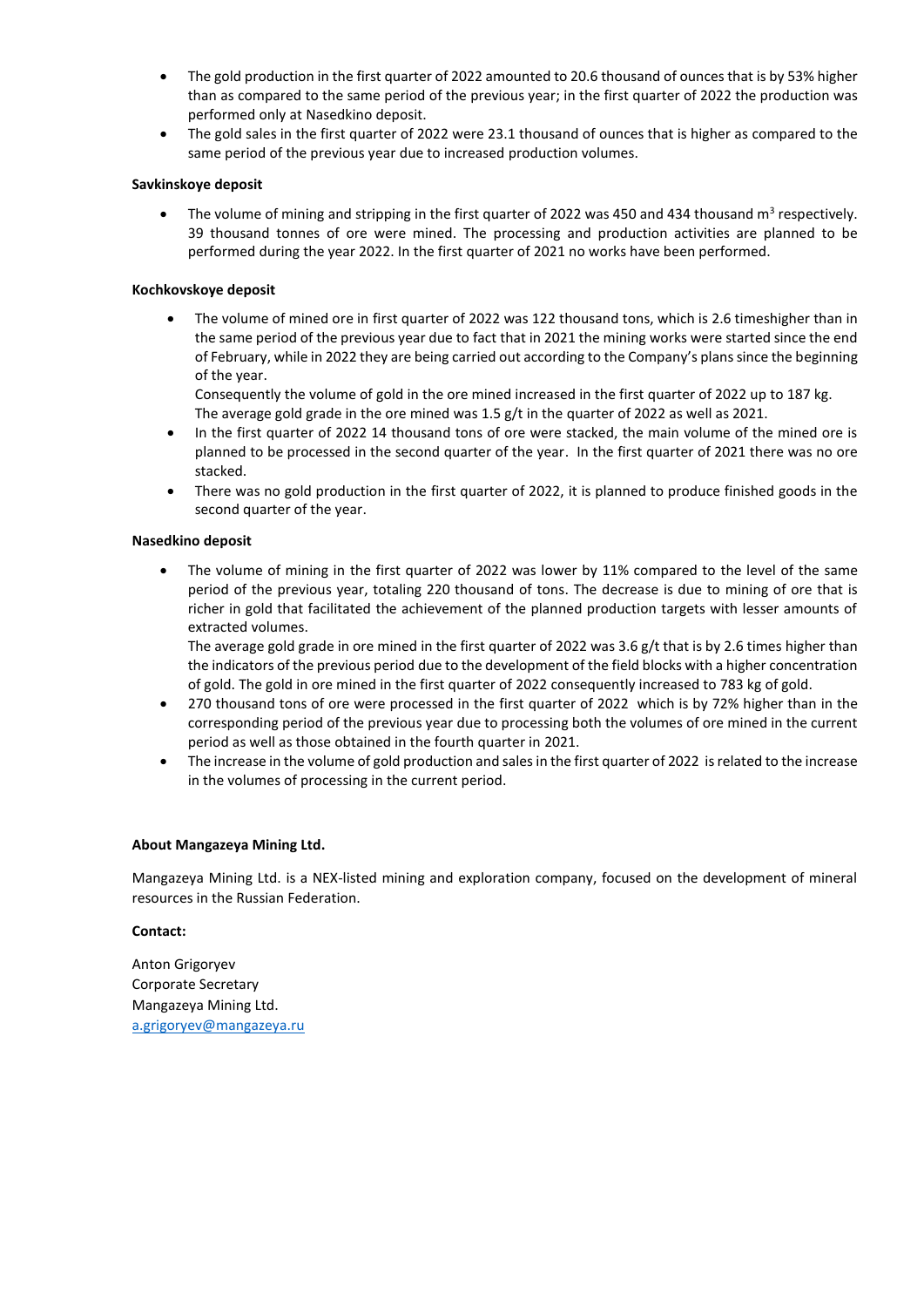- The gold production in the first quarter of 2022 amounted to 20.6 thousand of ounces that is by 53% higher than as compared to the same period of the previous year; in the first quarter of 2022 the production was performed only at Nasedkino deposit.
- The gold sales in the first quarter of 2022 were 23.1 thousand of ounces that is higher as compared to the same period of the previous year due to increased production volumes.

**Savkinskoye deposit**

- The volume of mining and stripping in the first quarter of 2022 was 450 and 434 thousand $m^3$ respectively. 39 thousand tonnes of ore were mined. The processing and production activities are planned to be performed during the year 2022. In the first quarter of 2021 no works have been performed.

**Kochkovskoye deposit**

- The volume of mined ore in first quarter of 2022 was 122 thousand tons, which is 2.6 timeshigher than in the same period of the previous year due to fact that in 2021 the mining works were started since the end of February, while in 2022 they are being carried out according to the Company's plans since the beginning of the year.
  Consequently the volume of gold in the ore mined increased in the first quarter of 2022 up to 187 kg.
  The average gold grade in the ore mined was 1.5 g/t in the quarter of 2022 as well as 2021.
- In the first quarter of 2022 14 thousand tons of ore were stacked, the main volume of the mined ore is planned to be processed in the second quarter of the year. In the first quarter of 2021 there was no ore stacked.
- There was no gold production in the first quarter of 2022, it is planned to produce finished goods in the second quarter of the year.

**Nasedkino deposit**

- The volume of mining in the first quarter of 2022 was lower by 11% compared to the level of the same period of the previous year, totaling 220 thousand of tons. The decrease is due to mining of ore that is richer in gold that facilitated the achievement of the planned production targets with lesser amounts of extracted volumes.
  The average gold grade in ore mined in the first quarter of 2022 was 3.6 g/t that is by 2.6 times higher than the indicators of the previous period due to the development of the field blocks with a higher concentration of gold. The gold in ore mined in the first quarter of 2022 consequently increased to 783 kg of gold.
- 270 thousand tons of ore were processed in the first quarter of 2022 which is by 72% higher than in the corresponding period of the previous year due to processing both the volumes of ore mined in the current period as well as those obtained in the fourth quarter in 2021.
- The increase in the volume of gold production and sales in the first quarter of 2022 is related to the increase in the volumes of processing in the current period.

**About Mangazeya Mining Ltd.**

Mangazeya Mining Ltd. is a NEX-listed mining and exploration company, focused on the development of mineral resources in the Russian Federation.

**Contact:**

Anton Grigoryev
Corporate Secretary
Mangazeya Mining Ltd.
a.grigoryev@mangazeya.ru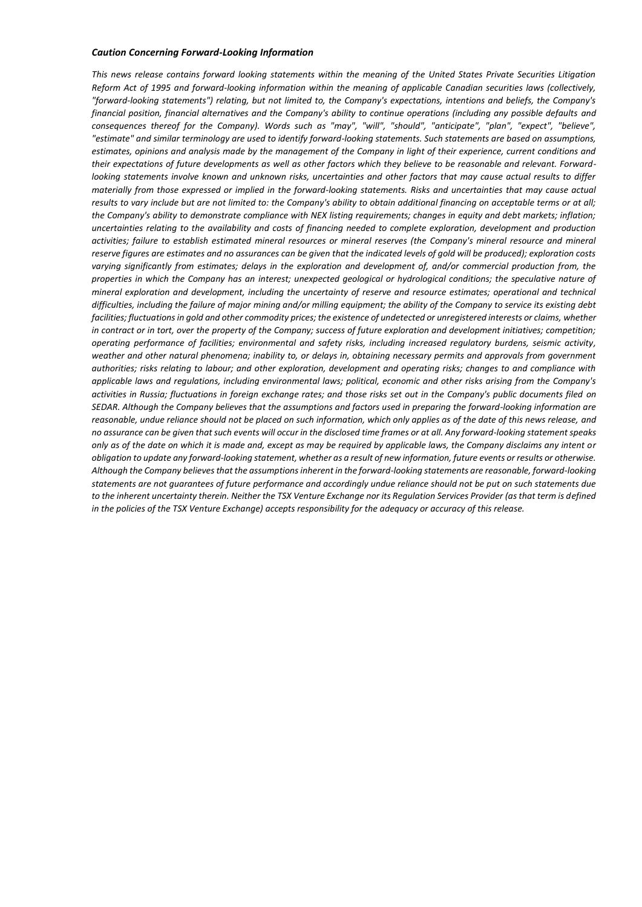***Caution Concerning Forward-Looking Information***

*This news release contains forward looking statements within the meaning of the United States Private Securities Litigation Reform Act of 1995 and forward-looking information within the meaning of applicable Canadian securities laws (collectively, "forward-looking statements") relating, but not limited to, the Company's expectations, intentions and beliefs, the Company's financial position, financial alternatives and the Company's ability to continue operations (including any possible defaults and consequences thereof for the Company). Words such as "may", "will", "should", "anticipate", "plan", "expect", "believe", "estimate" and similar terminology are used to identify forward-looking statements. Such statements are based on assumptions, estimates, opinions and analysis made by the management of the Company in light of their experience, current conditions and their expectations of future developments as well as other factors which they believe to be reasonable and relevant. Forward-looking statements involve known and unknown risks, uncertainties and other factors that may cause actual results to differ materially from those expressed or implied in the forward-looking statements. Risks and uncertainties that may cause actual results to vary include but are not limited to: the Company's ability to obtain additional financing on acceptable terms or at all; the Company's ability to demonstrate compliance with NEX listing requirements; changes in equity and debt markets; inflation; uncertainties relating to the availability and costs of financing needed to complete exploration, development and production activities; failure to establish estimated mineral resources or mineral reserves (the Company's mineral resource and mineral reserve figures are estimates and no assurances can be given that the indicated levels of gold will be produced); exploration costs varying significantly from estimates; delays in the exploration and development of, and/or commercial production from, the properties in which the Company has an interest; unexpected geological or hydrological conditions; the speculative nature of mineral exploration and development, including the uncertainty of reserve and resource estimates; operational and technical difficulties, including the failure of major mining and/or milling equipment; the ability of the Company to service its existing debt facilities; fluctuations in gold and other commodity prices; the existence of undetected or unregistered interests or claims, whether in contract or in tort, over the property of the Company; success of future exploration and development initiatives; competition; operating performance of facilities; environmental and safety risks, including increased regulatory burdens, seismic activity, weather and other natural phenomena; inability to, or delays in, obtaining necessary permits and approvals from government authorities; risks relating to labour; and other exploration, development and operating risks; changes to and compliance with applicable laws and regulations, including environmental laws; political, economic and other risks arising from the Company's activities in Russia; fluctuations in foreign exchange rates; and those risks set out in the Company's public documents filed on SEDAR. Although the Company believes that the assumptions and factors used in preparing the forward-looking information are reasonable, undue reliance should not be placed on such information, which only applies as of the date of this news release, and no assurance can be given that such events will occur in the disclosed time frames or at all. Any forward-looking statement speaks only as of the date on which it is made and, except as may be required by applicable laws, the Company disclaims any intent or obligation to update any forward-looking statement, whether as a result of new information, future events or results or otherwise. Although the Company believes that the assumptions inherent in the forward-looking statements are reasonable, forward-looking statements are not guarantees of future performance and accordingly undue reliance should not be put on such statements due to the inherent uncertainty therein. Neither the TSX Venture Exchange nor its Regulation Services Provider (as that term is defined in the policies of the TSX Venture Exchange) accepts responsibility for the adequacy or accuracy of this release.*